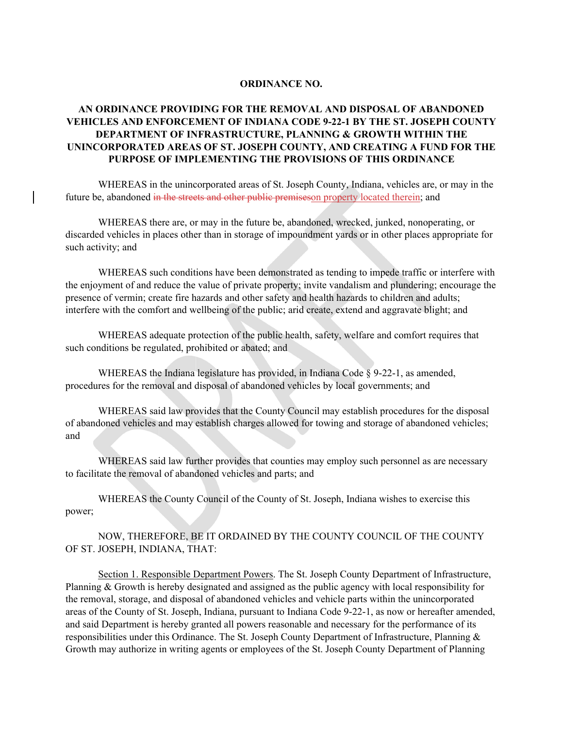**ORDINANCE NO.**

**AN ORDINANCE PROVIDING FOR THE REMOVAL AND DISPOSAL OF ABANDONED VEHICLES AND ENFORCEMENT OF INDIANA CODE 9-22-1 BY THE ST. JOSEPH COUNTY DEPARTMENT OF INFRASTRUCTURE, PLANNING & GROWTH WITHIN THE UNINCORPORATED AREAS OF ST. JOSEPH COUNTY, AND CREATING A FUND FOR THE PURPOSE OF IMPLEMENTING THE PROVISIONS OF THIS ORDINANCE**

WHEREAS in the unincorporated areas of St. Joseph County, Indiana, vehicles are, or may in the future be, abandoned ~~in the streets and other public premises~~on property located therein; and

WHEREAS there are, or may in the future be, abandoned, wrecked, junked, nonoperating, or discarded vehicles in places other than in storage of impoundment yards or in other places appropriate for such activity; and

WHEREAS such conditions have been demonstrated as tending to impede traffic or interfere with the enjoyment of and reduce the value of private property; invite vandalism and plundering; encourage the presence of vermin; create fire hazards and other safety and health hazards to children and adults; interfere with the comfort and wellbeing of the public; arid create, extend and aggravate blight; and

WHEREAS adequate protection of the public health, safety, welfare and comfort requires that such conditions be regulated, prohibited or abated; and

WHEREAS the Indiana legislature has provided, in Indiana Code § 9-22-1, as amended, procedures for the removal and disposal of abandoned vehicles by local governments; and

WHEREAS said law provides that the County Council may establish procedures for the disposal of abandoned vehicles and may establish charges allowed for towing and storage of abandoned vehicles; and

WHEREAS said law further provides that counties may employ such personnel as are necessary to facilitate the removal of abandoned vehicles and parts; and

WHEREAS the County Council of the County of St. Joseph, Indiana wishes to exercise this power;

NOW, THEREFORE, BE IT ORDAINED BY THE COUNTY COUNCIL OF THE COUNTY OF ST. JOSEPH, INDIANA, THAT:

Section 1. Responsible Department Powers. The St. Joseph County Department of Infrastructure, Planning & Growth is hereby designated and assigned as the public agency with local responsibility for the removal, storage, and disposal of abandoned vehicles and vehicle parts within the unincorporated areas of the County of St. Joseph, Indiana, pursuant to Indiana Code 9-22-1, as now or hereafter amended, and said Department is hereby granted all powers reasonable and necessary for the performance of its responsibilities under this Ordinance. The St. Joseph County Department of Infrastructure, Planning & Growth may authorize in writing agents or employees of the St. Joseph County Department of Planning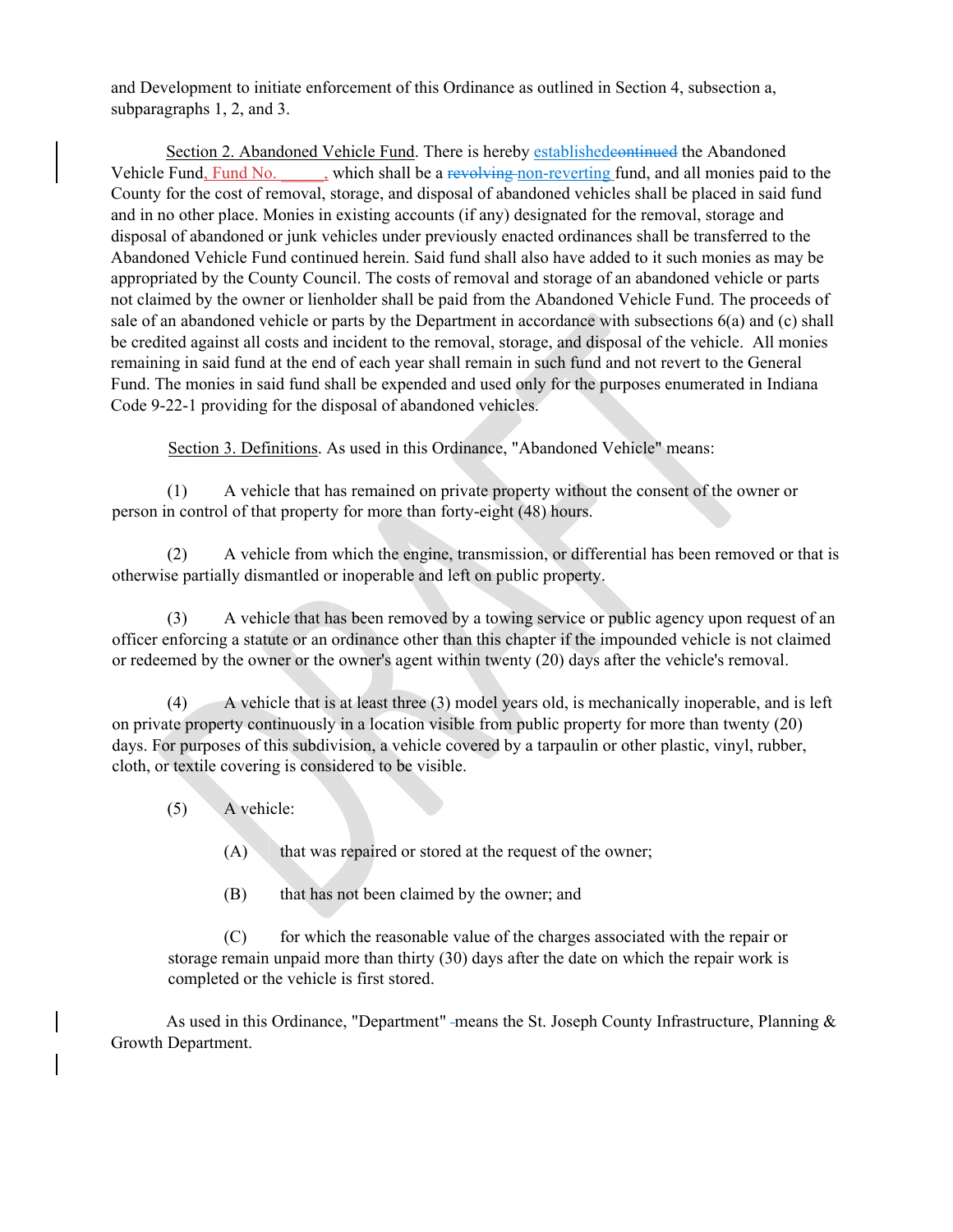and Development to initiate enforcement of this Ordinance as outlined in Section 4, subsection a, subparagraphs 1, 2, and 3.

<u>Section 2. Abandoned Vehicle Fund</u>. There is hereby <u>established</u>~~continued~~ the Abandoned Vehicle Fund<u>, Fund No. ______,</u> which shall be a ~~revolving~~ <u>non-reverting</u> fund, and all monies paid to the County for the cost of removal, storage, and disposal of abandoned vehicles shall be placed in said fund and in no other place. Monies in existing accounts (if any) designated for the removal, storage and disposal of abandoned or junk vehicles under previously enacted ordinances shall be transferred to the Abandoned Vehicle Fund continued herein. Said fund shall also have added to it such monies as may be appropriated by the County Council. The costs of removal and storage of an abandoned vehicle or parts not claimed by the owner or lienholder shall be paid from the Abandoned Vehicle Fund. The proceeds of sale of an abandoned vehicle or parts by the Department in accordance with subsections 6(a) and (c) shall be credited against all costs and incident to the removal, storage, and disposal of the vehicle. All monies remaining in said fund at the end of each year shall remain in such fund and not revert to the General Fund. The monies in said fund shall be expended and used only for the purposes enumerated in Indiana Code 9-22-1 providing for the disposal of abandoned vehicles.

<u>Section 3. Definitions</u>. As used in this Ordinance, "Abandoned Vehicle" means:

(1) A vehicle that has remained on private property without the consent of the owner or person in control of that property for more than forty-eight (48) hours.

(2) A vehicle from which the engine, transmission, or differential has been removed or that is otherwise partially dismantled or inoperable and left on public property.

(3) A vehicle that has been removed by a towing service or public agency upon request of an officer enforcing a statute or an ordinance other than this chapter if the impounded vehicle is not claimed or redeemed by the owner or the owner's agent within twenty (20) days after the vehicle's removal.

(4) A vehicle that is at least three (3) model years old, is mechanically inoperable, and is left on private property continuously in a location visible from public property for more than twenty (20) days. For purposes of this subdivision, a vehicle covered by a tarpaulin or other plastic, vinyl, rubber, cloth, or textile covering is considered to be visible.

(5) A vehicle:

(A) that was repaired or stored at the request of the owner;

(B) that has not been claimed by the owner; and

(C) for which the reasonable value of the charges associated with the repair or storage remain unpaid more than thirty (30) days after the date on which the repair work is completed or the vehicle is first stored.

As used in this Ordinance, "Department" means the St. Joseph County Infrastructure, Planning & Growth Department.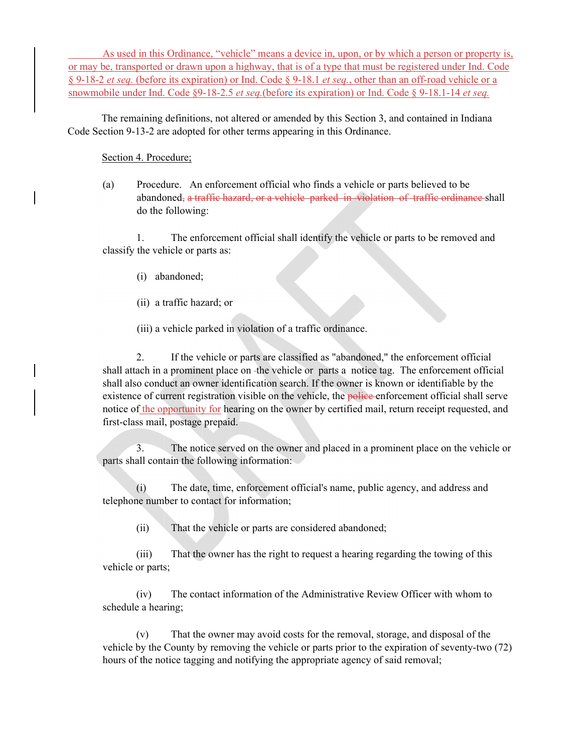As used in this Ordinance, "vehicle" means a device in, upon, or by which a person or property is, or may be, transported or drawn upon a highway, that is of a type that must be registered under Ind. Code § 9-18-2 *et seq.* (before its expiration) or Ind. Code § 9-18.1 *et seq.*, other than an off-road vehicle or a snowmobile under Ind. Code §9-18-2.5 *et seq.*(before its expiration) or Ind. Code § 9-18.1-14 *et seq.*

The remaining definitions, not altered or amended by this Section 3, and contained in Indiana Code Section 9-13-2 are adopted for other terms appearing in this Ordinance.

Section 4. Procedure;

(a) Procedure. An enforcement official who finds a vehicle or parts believed to be abandoned~~, a traffic hazard, or a vehicle parked in violation of traffic ordinance~~ shall do the following:

1. The enforcement official shall identify the vehicle or parts to be removed and classify the vehicle or parts as:

(i) abandoned;

(ii) a traffic hazard; or

(iii) a vehicle parked in violation of a traffic ordinance.

2. If the vehicle or parts are classified as "abandoned," the enforcement official shall attach in a prominent place on the vehicle or parts a notice tag. The enforcement official shall also conduct an owner identification search. If the owner is known or identifiable by the existence of current registration visible on the vehicle, the ~~police~~ enforcement official shall serve notice of the opportunity for hearing on the owner by certified mail, return receipt requested, and first-class mail, postage prepaid.

3. The notice served on the owner and placed in a prominent place on the vehicle or parts shall contain the following information:

(i) The date, time, enforcement official's name, public agency, and address and telephone number to contact for information;

(ii) That the vehicle or parts are considered abandoned;

(iii) That the owner has the right to request a hearing regarding the towing of this vehicle or parts;

(iv) The contact information of the Administrative Review Officer with whom to schedule a hearing;

(v) That the owner may avoid costs for the removal, storage, and disposal of the vehicle by the County by removing the vehicle or parts prior to the expiration of seventy-two (72) hours of the notice tagging and notifying the appropriate agency of said removal;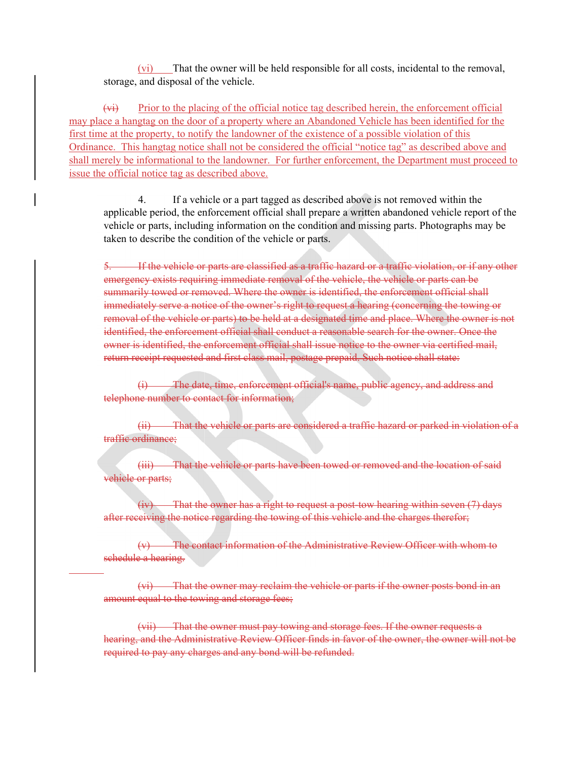(vi) That the owner will be held responsible for all costs, incidental to the removal, storage, and disposal of the vehicle.

~~(vi)~~ Prior to the placing of the official notice tag described herein, the enforcement official may place a hangtag on the door of a property where an Abandoned Vehicle has been identified for the first time at the property, to notify the landowner of the existence of a possible violation of this Ordinance. This hangtag notice shall not be considered the official "notice tag" as described above and shall merely be informational to the landowner. For further enforcement, the Department must proceed to issue the official notice tag as described above.

4. If a vehicle or a part tagged as described above is not removed within the applicable period, the enforcement official shall prepare a written abandoned vehicle report of the vehicle or parts, including information on the condition and missing parts. Photographs may be taken to describe the condition of the vehicle or parts.

~~5. If the vehicle or parts are classified as a traffic hazard or a traffic violation, or if any other emergency exists requiring immediate removal of the vehicle, the vehicle or parts can be summarily towed or removed. Where the owner is identified, the enforcement official shall immediately serve a notice of the owner's right to request a hearing (concerning the towing or removal of the vehicle or parts) to be held at a designated time and place. Where the owner is not identified, the enforcement official shall conduct a reasonable search for the owner. Once the owner is identified, the enforcement official shall issue notice to the owner via certified mail, return receipt requested and first class mail, postage prepaid. Such notice shall state:~~

~~(i) The date, time, enforcement official's name, public agency, and address and telephone number to contact for information;~~

~~(ii) That the vehicle or parts are considered a traffic hazard or parked in violation of a traffic ordinance;~~

~~(iii) That the vehicle or parts have been towed or removed and the location of said vehicle or parts;~~

~~(iv) That the owner has a right to request a post-tow hearing within seven (7) days after receiving the notice regarding the towing of this vehicle and the charges therefor;~~

~~(v) The contact information of the Administrative Review Officer with whom to schedule a hearing.~~

~~(vi) That the owner may reclaim the vehicle or parts if the owner posts bond in an amount equal to the towing and storage fees;~~

~~(vii) That the owner must pay towing and storage fees. If the owner requests a hearing, and the Administrative Review Officer finds in favor of the owner, the owner will not be required to pay any charges and any bond will be refunded.~~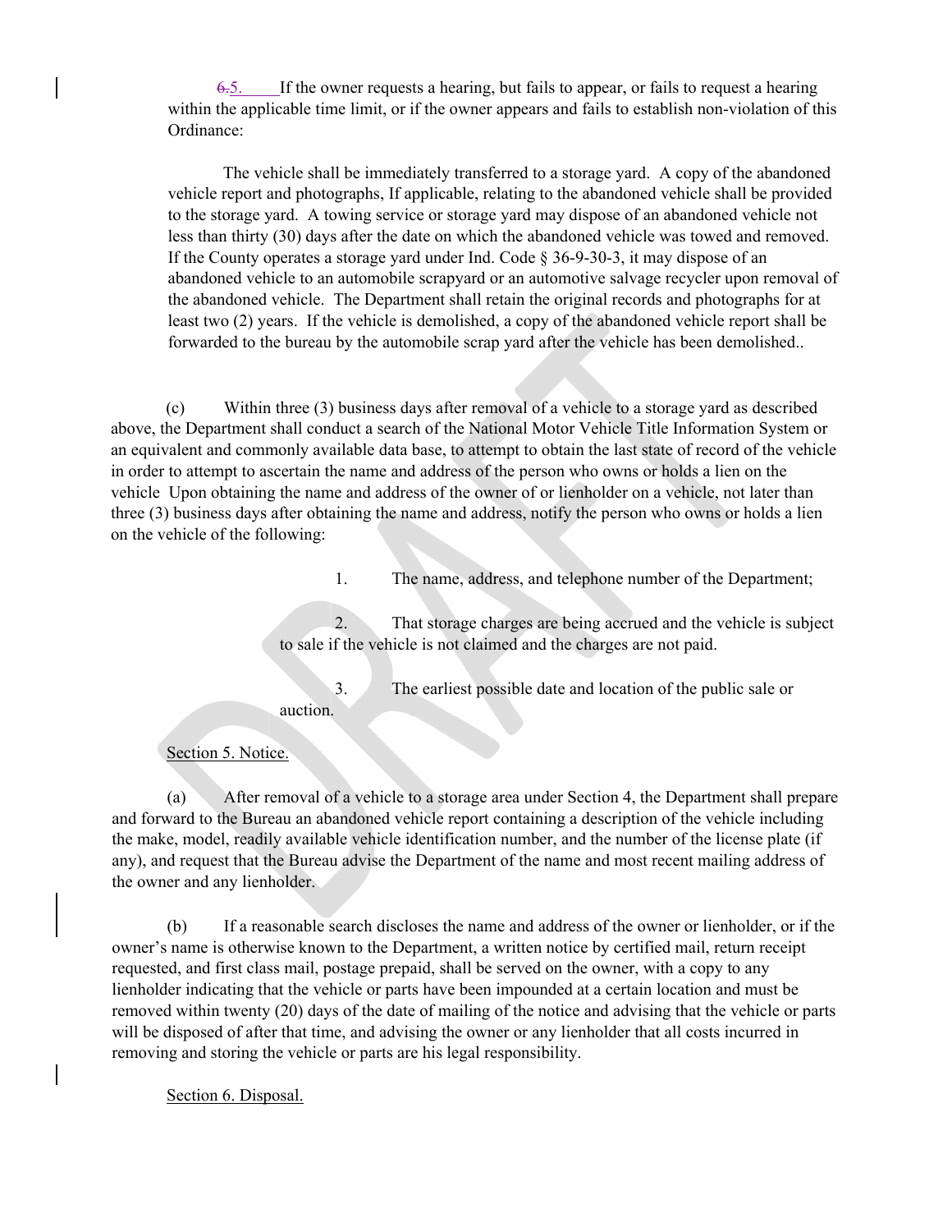~~6.~~5. If the owner requests a hearing, but fails to appear, or fails to request a hearing within the applicable time limit, or if the owner appears and fails to establish non-violation of this Ordinance:

The vehicle shall be immediately transferred to a storage yard. A copy of the abandoned vehicle report and photographs, If applicable, relating to the abandoned vehicle shall be provided to the storage yard. A towing service or storage yard may dispose of an abandoned vehicle not less than thirty (30) days after the date on which the abandoned vehicle was towed and removed. If the County operates a storage yard under Ind. Code § 36-9-30-3, it may dispose of an abandoned vehicle to an automobile scrapyard or an automotive salvage recycler upon removal of the abandoned vehicle. The Department shall retain the original records and photographs for at least two (2) years. If the vehicle is demolished, a copy of the abandoned vehicle report shall be forwarded to the bureau by the automobile scrap yard after the vehicle has been demolished..

(c) Within three (3) business days after removal of a vehicle to a storage yard as described above, the Department shall conduct a search of the National Motor Vehicle Title Information System or an equivalent and commonly available data base, to attempt to obtain the last state of record of the vehicle in order to attempt to ascertain the name and address of the person who owns or holds a lien on the vehicle Upon obtaining the name and address of the owner of or lienholder on a vehicle, not later than three (3) business days after obtaining the name and address, notify the person who owns or holds a lien on the vehicle of the following:

1. The name, address, and telephone number of the Department;

2. That storage charges are being accrued and the vehicle is subject to sale if the vehicle is not claimed and the charges are not paid.

3. The earliest possible date and location of the public sale or auction.

<u>Section 5. Notice.</u>

(a) After removal of a vehicle to a storage area under Section 4, the Department shall prepare and forward to the Bureau an abandoned vehicle report containing a description of the vehicle including the make, model, readily available vehicle identification number, and the number of the license plate (if any), and request that the Bureau advise the Department of the name and most recent mailing address of the owner and any lienholder.

(b) If a reasonable search discloses the name and address of the owner or lienholder, or if the owner's name is otherwise known to the Department, a written notice by certified mail, return receipt requested, and first class mail, postage prepaid, shall be served on the owner, with a copy to any lienholder indicating that the vehicle or parts have been impounded at a certain location and must be removed within twenty (20) days of the date of mailing of the notice and advising that the vehicle or parts will be disposed of after that time, and advising the owner or any lienholder that all costs incurred in removing and storing the vehicle or parts are his legal responsibility.

<u>Section 6. Disposal.</u>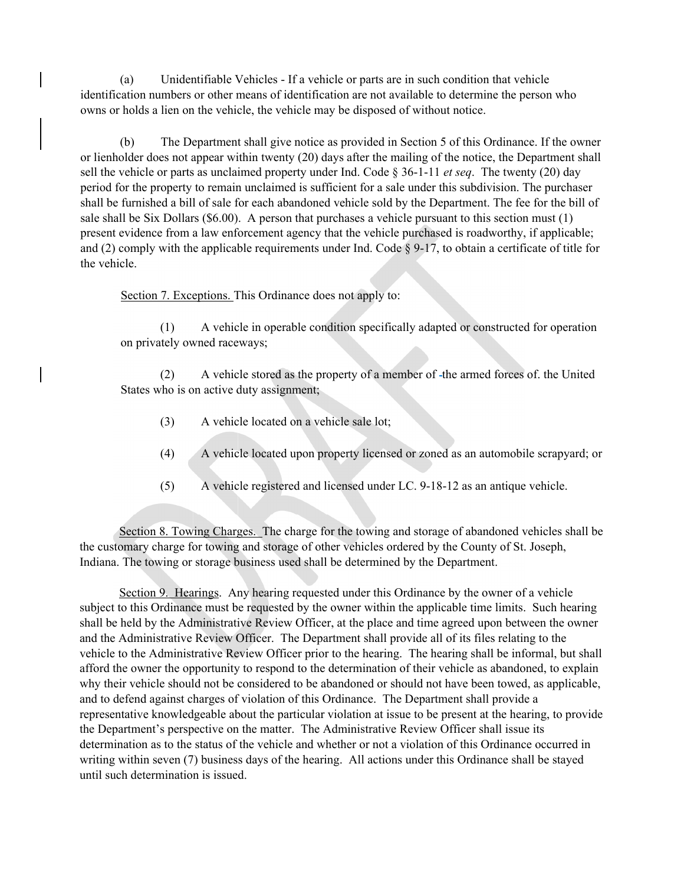(a) Unidentifiable Vehicles - If a vehicle or parts are in such condition that vehicle identification numbers or other means of identification are not available to determine the person who owns or holds a lien on the vehicle, the vehicle may be disposed of without notice.

(b) The Department shall give notice as provided in Section 5 of this Ordinance. If the owner or lienholder does not appear within twenty (20) days after the mailing of the notice, the Department shall sell the vehicle or parts as unclaimed property under Ind. Code § 36-1-11 *et seq*. The twenty (20) day period for the property to remain unclaimed is sufficient for a sale under this subdivision. The purchaser shall be furnished a bill of sale for each abandoned vehicle sold by the Department. The fee for the bill of sale shall be Six Dollars ($6.00). A person that purchases a vehicle pursuant to this section must (1) present evidence from a law enforcement agency that the vehicle purchased is roadworthy, if applicable; and (2) comply with the applicable requirements under Ind. Code § 9-17, to obtain a certificate of title for the vehicle.

Section 7. Exceptions. This Ordinance does not apply to:

(1) A vehicle in operable condition specifically adapted or constructed for operation on privately owned raceways;

(2) A vehicle stored as the property of a member of the armed forces of. the United States who is on active duty assignment;

(3) A vehicle located on a vehicle sale lot;

(4) A vehicle located upon property licensed or zoned as an automobile scrapyard; or

(5) A vehicle registered and licensed under LC. 9-18-12 as an antique vehicle.

Section 8. Towing Charges. The charge for the towing and storage of abandoned vehicles shall be the customary charge for towing and storage of other vehicles ordered by the County of St. Joseph, Indiana. The towing or storage business used shall be determined by the Department.

Section 9. Hearings. Any hearing requested under this Ordinance by the owner of a vehicle subject to this Ordinance must be requested by the owner within the applicable time limits. Such hearing shall be held by the Administrative Review Officer, at the place and time agreed upon between the owner and the Administrative Review Officer. The Department shall provide all of its files relating to the vehicle to the Administrative Review Officer prior to the hearing. The hearing shall be informal, but shall afford the owner the opportunity to respond to the determination of their vehicle as abandoned, to explain why their vehicle should not be considered to be abandoned or should not have been towed, as applicable, and to defend against charges of violation of this Ordinance. The Department shall provide a representative knowledgeable about the particular violation at issue to be present at the hearing, to provide the Department's perspective on the matter. The Administrative Review Officer shall issue its determination as to the status of the vehicle and whether or not a violation of this Ordinance occurred in writing within seven (7) business days of the hearing. All actions under this Ordinance shall be stayed until such determination is issued.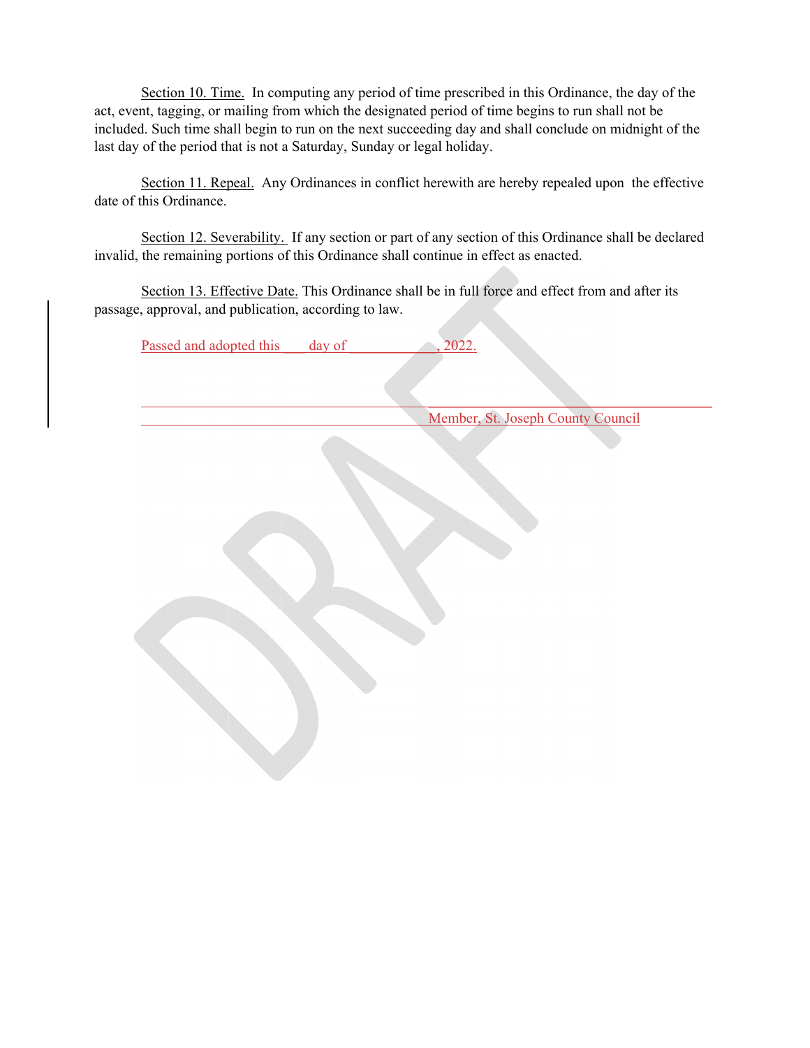Section 10. Time. In computing any period of time prescribed in this Ordinance, the day of the act, event, tagging, or mailing from which the designated period of time begins to run shall not be included. Such time shall begin to run on the next succeeding day and shall conclude on midnight of the last day of the period that is not a Saturday, Sunday or legal holiday.

Section 11. Repeal. Any Ordinances in conflict herewith are hereby repealed upon the effective date of this Ordinance.

Section 12. Severability. If any section or part of any section of this Ordinance shall be declared invalid, the remaining portions of this Ordinance shall continue in effect as enacted.

Section 13. Effective Date. This Ordinance shall be in full force and effect from and after its passage, approval, and publication, according to law.

Passed and adopted this ___ day of ____________, 2022.

______________________________________________

______________________________________________ Member, St. Joseph County Council